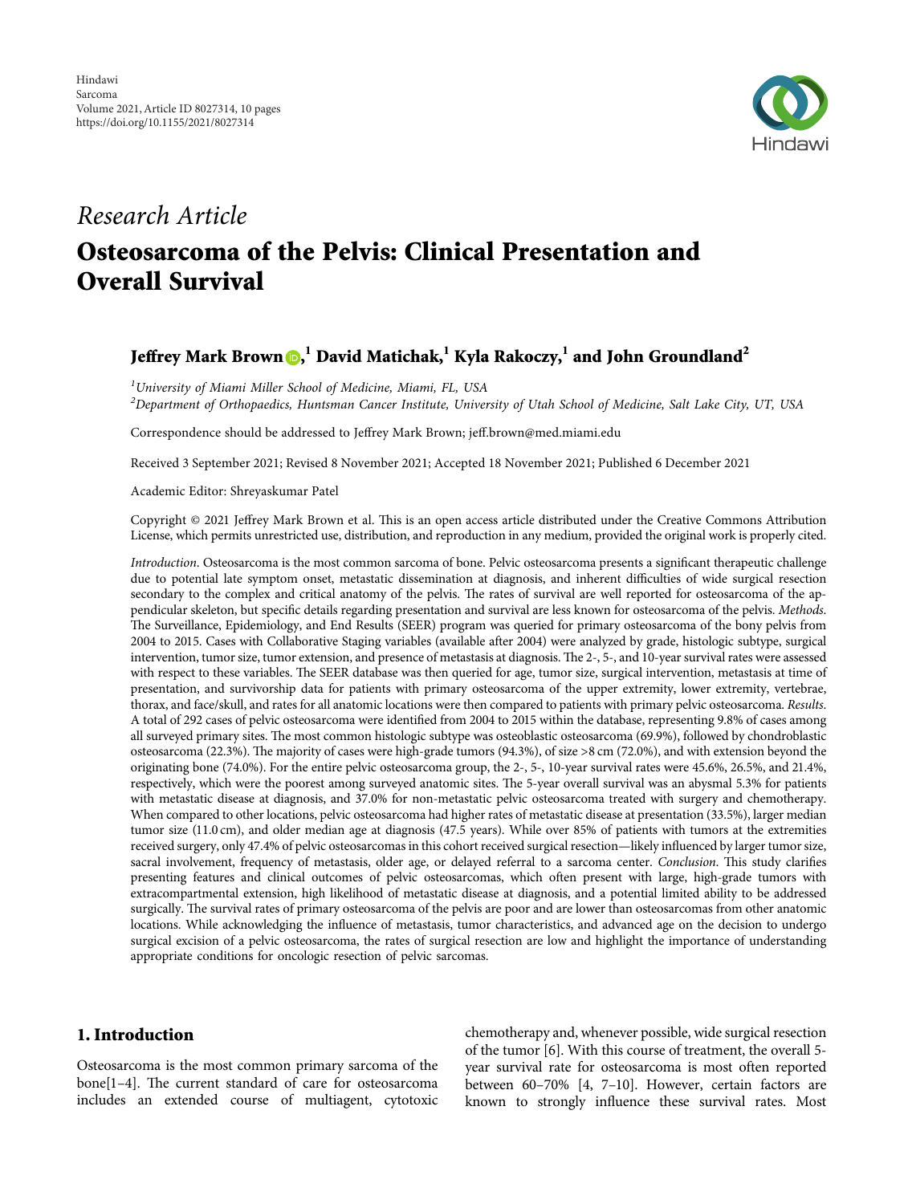Hindawi
Sarcoma
Volume 2021, Article ID 8027314, 10 pages
https://doi.org/10.1155/2021/8027314

*Research Article*

# Osteosarcoma of the Pelvis: Clinical Presentation and Overall Survival

**Jeffrey Mark Brown**,[1] **David Matichak**,[1] **Kyla Rakoczy**,[1] **and John Groundland**[2]

[1]*University of Miami Miller School of Medicine, Miami, FL, USA*
[2]*Department of Orthopaedics, Huntsman Cancer Institute, University of Utah School of Medicine, Salt Lake City, UT, USA*

Correspondence should be addressed to Jeffrey Mark Brown; jeff.brown@med.miami.edu

Received 3 September 2021; Revised 8 November 2021; Accepted 18 November 2021; Published 6 December 2021

Academic Editor: Shreyaskumar Patel

Copyright © 2021 Jeffrey Mark Brown et al. This is an open access article distributed under the Creative Commons Attribution License, which permits unrestricted use, distribution, and reproduction in any medium, provided the original work is properly cited.

*Introduction*. Osteosarcoma is the most common sarcoma of bone. Pelvic osteosarcoma presents a significant therapeutic challenge due to potential late symptom onset, metastatic dissemination at diagnosis, and inherent difficulties of wide surgical resection secondary to the complex and critical anatomy of the pelvis. The rates of survival are well reported for osteosarcoma of the appendicular skeleton, but specific details regarding presentation and survival are less known for osteosarcoma of the pelvis. *Methods*. The Surveillance, Epidemiology, and End Results (SEER) program was queried for primary osteosarcoma of the bony pelvis from 2004 to 2015. Cases with Collaborative Staging variables (available after 2004) were analyzed by grade, histologic subtype, surgical intervention, tumor size, tumor extension, and presence of metastasis at diagnosis. The 2-, 5-, and 10-year survival rates were assessed with respect to these variables. The SEER database was then queried for age, tumor size, surgical intervention, metastasis at time of presentation, and survivorship data for patients with primary osteosarcoma of the upper extremity, lower extremity, vertebrae, thorax, and face/skull, and rates for all anatomic locations were then compared to patients with primary pelvic osteosarcoma. *Results*. A total of 292 cases of pelvic osteosarcoma were identified from 2004 to 2015 within the database, representing 9.8% of cases among all surveyed primary sites. The most common histologic subtype was osteoblastic osteosarcoma (69.9%), followed by chondroblastic osteosarcoma (22.3%). The majority of cases were high-grade tumors (94.3%), of size >8 cm (72.0%), and with extension beyond the originating bone (74.0%). For the entire pelvic osteosarcoma group, the 2-, 5-, 10-year survival rates were 45.6%, 26.5%, and 21.4%, respectively, which were the poorest among surveyed anatomic sites. The 5-year overall survival was an abysmal 5.3% for patients with metastatic disease at diagnosis, and 37.0% for non-metastatic pelvic osteosarcoma treated with surgery and chemotherapy. When compared to other locations, pelvic osteosarcoma had higher rates of metastatic disease at presentation (33.5%), larger median tumor size (11.0 cm), and older median age at diagnosis (47.5 years). While over 85% of patients with tumors at the extremities received surgery, only 47.4% of pelvic osteosarcomas in this cohort received surgical resection—likely influenced by larger tumor size, sacral involvement, frequency of metastasis, older age, or delayed referral to a sarcoma center. *Conclusion*. This study clarifies presenting features and clinical outcomes of pelvic osteosarcomas, which often present with large, high-grade tumors with extracompartmental extension, high likelihood of metastatic disease at diagnosis, and a potential limited ability to be addressed surgically. The survival rates of primary osteosarcoma of the pelvis are poor and are lower than osteosarcomas from other anatomic locations. While acknowledging the influence of metastasis, tumor characteristics, and advanced age on the decision to undergo surgical excision of a pelvic osteosarcoma, the rates of surgical resection are low and highlight the importance of understanding appropriate conditions for oncologic resection of pelvic sarcomas.

## 1. Introduction

Osteosarcoma is the most common primary sarcoma of the bone[1–4]. The current standard of care for osteosarcoma includes an extended course of multiagent, cytotoxic chemotherapy and, whenever possible, wide surgical resection of the tumor [6]. With this course of treatment, the overall 5-year survival rate for osteosarcoma is most often reported between 60–70% [4, 7–10]. However, certain factors are known to strongly influence these survival rates. Most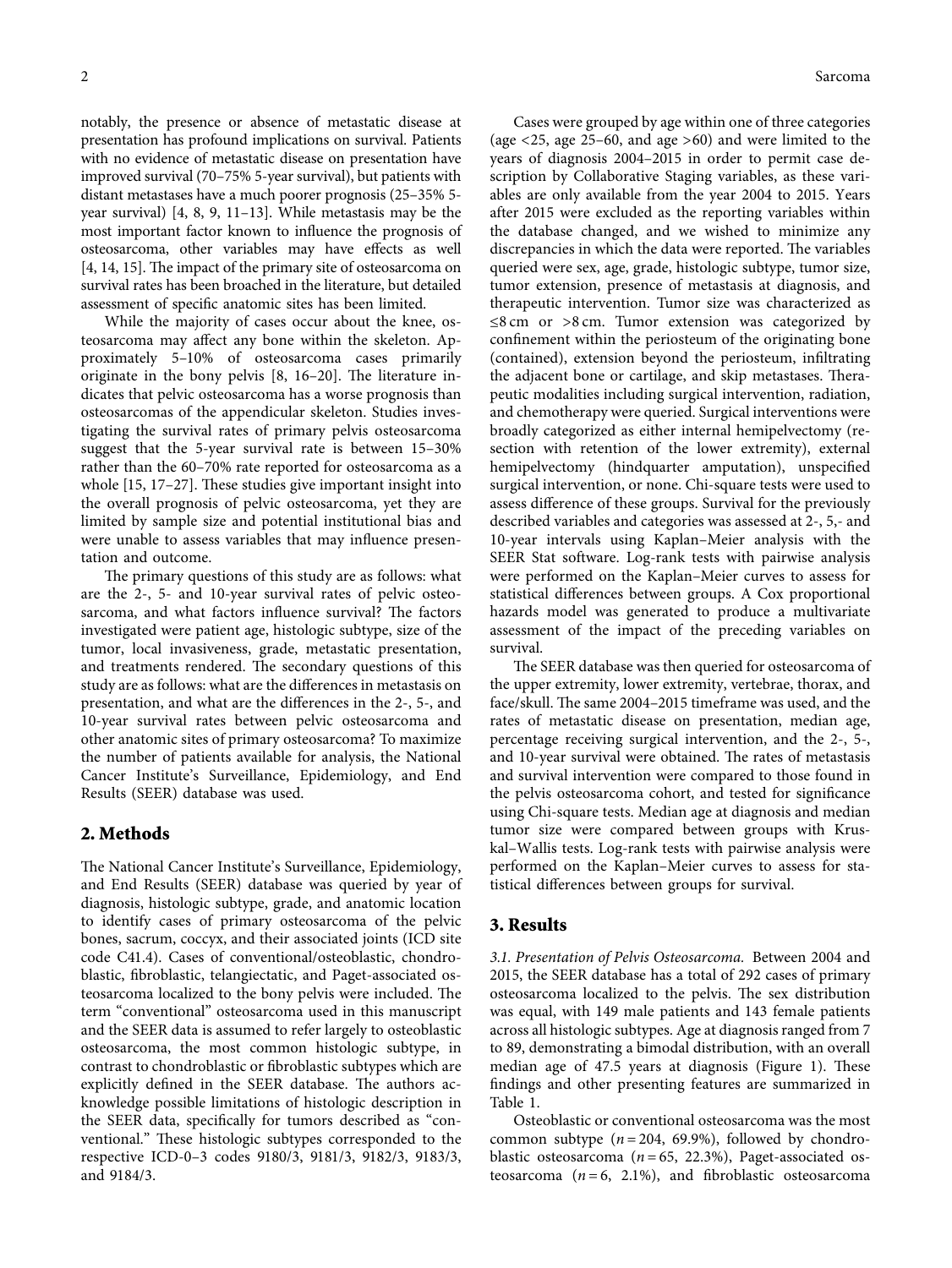notably, the presence or absence of metastatic disease at presentation has profound implications on survival. Patients with no evidence of metastatic disease on presentation have improved survival (70–75% 5-year survival), but patients with distant metastases have a much poorer prognosis (25–35% 5-year survival) [4, 8, 9, 11–13]. While metastasis may be the most important factor known to influence the prognosis of osteosarcoma, other variables may have effects as well [4, 14, 15]. The impact of the primary site of osteosarcoma on survival rates has been broached in the literature, but detailed assessment of specific anatomic sites has been limited.

While the majority of cases occur about the knee, osteosarcoma may affect any bone within the skeleton. Approximately 5–10% of osteosarcoma cases primarily originate in the bony pelvis [8, 16–20]. The literature indicates that pelvic osteosarcoma has a worse prognosis than osteosarcomas of the appendicular skeleton. Studies investigating the survival rates of primary pelvis osteosarcoma suggest that the 5-year survival rate is between 15–30% rather than the 60–70% rate reported for osteosarcoma as a whole [15, 17–27]. These studies give important insight into the overall prognosis of pelvic osteosarcoma, yet they are limited by sample size and potential institutional bias and were unable to assess variables that may influence presentation and outcome.

The primary questions of this study are as follows: what are the 2-, 5- and 10-year survival rates of pelvic osteosarcoma, and what factors influence survival? The factors investigated were patient age, histologic subtype, size of the tumor, local invasiveness, grade, metastatic presentation, and treatments rendered. The secondary questions of this study are as follows: what are the differences in metastasis on presentation, and what are the differences in the 2-, 5-, and 10-year survival rates between pelvic osteosarcoma and other anatomic sites of primary osteosarcoma? To maximize the number of patients available for analysis, the National Cancer Institute's Surveillance, Epidemiology, and End Results (SEER) database was used.

## 2. Methods

The National Cancer Institute's Surveillance, Epidemiology, and End Results (SEER) database was queried by year of diagnosis, histologic subtype, grade, and anatomic location to identify cases of primary osteosarcoma of the pelvic bones, sacrum, coccyx, and their associated joints (ICD site code C41.4). Cases of conventional/osteoblastic, chondroblastic, fibroblastic, telangiectatic, and Paget-associated osteosarcoma localized to the bony pelvis were included. The term "conventional" osteosarcoma used in this manuscript and the SEER data is assumed to refer largely to osteoblastic osteosarcoma, the most common histologic subtype, in contrast to chondroblastic or fibroblastic subtypes which are explicitly defined in the SEER database. The authors acknowledge possible limitations of histologic description in the SEER data, specifically for tumors described as "conventional." These histologic subtypes corresponded to the respective ICD-0–3 codes 9180/3, 9181/3, 9182/3, 9183/3, and 9184/3.

Cases were grouped by age within one of three categories (age <25, age 25–60, and age >60) and were limited to the years of diagnosis 2004–2015 in order to permit case description by Collaborative Staging variables, as these variables are only available from the year 2004 to 2015. Years after 2015 were excluded as the reporting variables within the database changed, and we wished to minimize any discrepancies in which the data were reported. The variables queried were sex, age, grade, histologic subtype, tumor size, tumor extension, presence of metastasis at diagnosis, and therapeutic intervention. Tumor size was characterized as ≤8 cm or >8 cm. Tumor extension was categorized by confinement within the periosteum of the originating bone (contained), extension beyond the periosteum, infiltrating the adjacent bone or cartilage, and skip metastases. Therapeutic modalities including surgical intervention, radiation, and chemotherapy were queried. Surgical interventions were broadly categorized as either internal hemipelvectomy (resection with retention of the lower extremity), external hemipelvectomy (hindquarter amputation), unspecified surgical intervention, or none. Chi-square tests were used to assess difference of these groups. Survival for the previously described variables and categories was assessed at 2-, 5-, and 10-year intervals using Kaplan–Meier analysis with the SEER Stat software. Log-rank tests with pairwise analysis were performed on the Kaplan–Meier curves to assess for statistical differences between groups. A Cox proportional hazards model was generated to produce a multivariate assessment of the impact of the preceding variables on survival.

The SEER database was then queried for osteosarcoma of the upper extremity, lower extremity, vertebrae, thorax, and face/skull. The same 2004–2015 timeframe was used, and the rates of metastatic disease on presentation, median age, percentage receiving surgical intervention, and the 2-, 5-, and 10-year survival were obtained. The rates of metastasis and survival intervention were compared to those found in the pelvis osteosarcoma cohort, and tested for significance using Chi-square tests. Median age at diagnosis and median tumor size were compared between groups with Kruskal–Wallis tests. Log-rank tests with pairwise analysis were performed on the Kaplan–Meier curves to assess for statistical differences between groups for survival.

## 3. Results

*3.1. Presentation of Pelvis Osteosarcoma.* Between 2004 and 2015, the SEER database has a total of 292 cases of primary osteosarcoma localized to the pelvis. The sex distribution was equal, with 149 male patients and 143 female patients across all histologic subtypes. Age at diagnosis ranged from 7 to 89, demonstrating a bimodal distribution, with an overall median age of 47.5 years at diagnosis (Figure 1). These findings and other presenting features are summarized in Table 1.

Osteoblastic or conventional osteosarcoma was the most common subtype ($n = 204$, 69.9%), followed by chondroblastic osteosarcoma ($n = 65$, 22.3%), Paget-associated osteosarcoma ($n = 6$, 2.1%), and fibroblastic osteosarcoma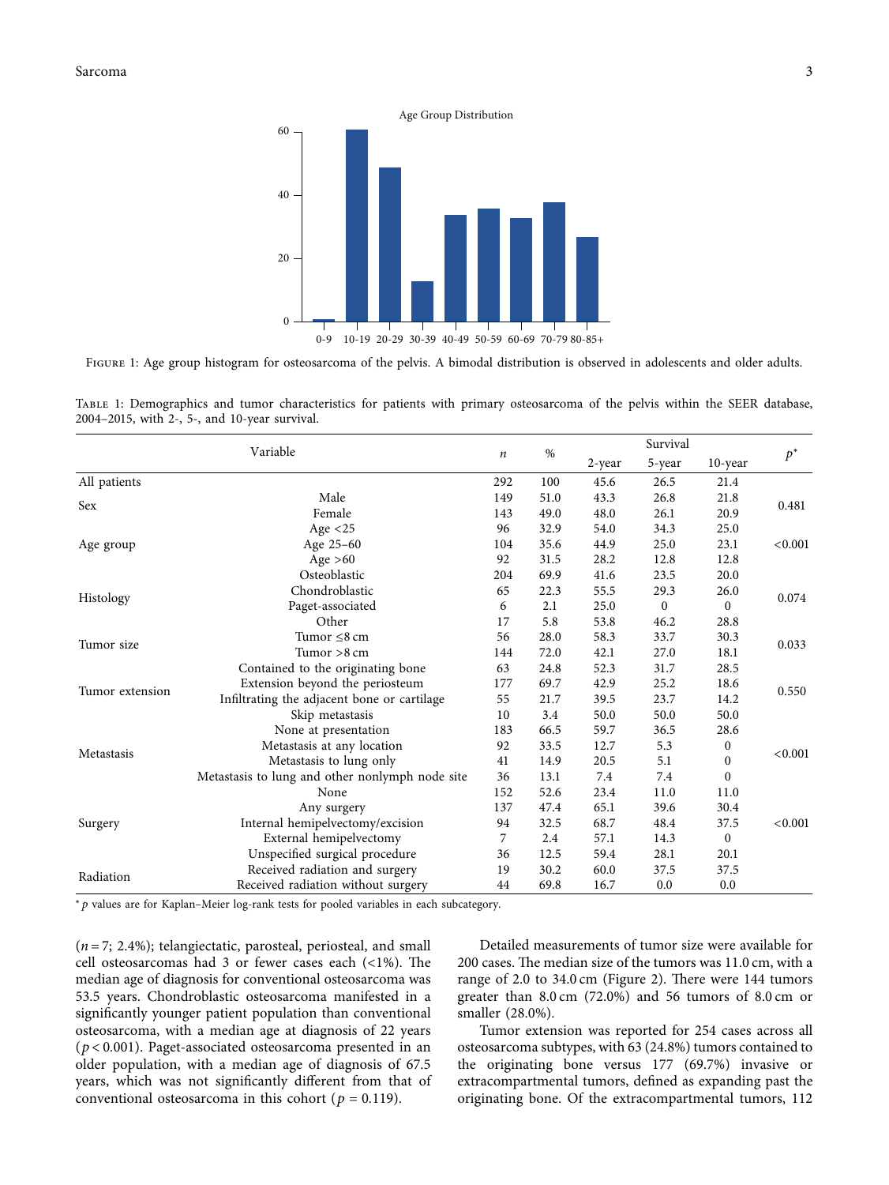FIGURE 1: Age group histogram for osteosarcoma of the pelvis. A bimodal distribution is observed in adolescents and older adults.

TABLE 1: Demographics and tumor characteristics for patients with primary osteosarcoma of the pelvis within the SEER database, 2004–2015, with 2-, 5-, and 10-year survival.

| Variable | | $n$ | % | Survival | | | $p^*$ |
|---|---|---|---|---|---|---|---|
| | | | | 2-year | 5-year | 10-year | |
| All patients | | 292 | 100 | 45.6 | 26.5 | 21.4 | |
| Sex | Male | 149 | 51.0 | 43.3 | 26.8 | 21.8 | 0.481 |
| | Female | 143 | 49.0 | 48.0 | 26.1 | 20.9 | |
| Age group | Age <25 | 96 | 32.9 | 54.0 | 34.3 | 25.0 | <0.001 |
| | Age 25–60 | 104 | 35.6 | 44.9 | 25.0 | 23.1 | |
| | Age >60 | 92 | 31.5 | 28.2 | 12.8 | 12.8 | |
| Histology | Osteoblastic | 204 | 69.9 | 41.6 | 23.5 | 20.0 | 0.074 |
| | Chondroblastic | 65 | 22.3 | 55.5 | 29.3 | 26.0 | |
| | Paget-associated | 6 | 2.1 | 25.0 | 0 | 0 | |
| | Other | 17 | 5.8 | 53.8 | 46.2 | 28.8 | |
| Tumor size | Tumor ≤8 cm | 56 | 28.0 | 58.3 | 33.7 | 30.3 | 0.033 |
| | Tumor >8 cm | 144 | 72.0 | 42.1 | 27.0 | 18.1 | |
| Tumor extension | Contained to the originating bone | 63 | 24.8 | 52.3 | 31.7 | 28.5 | 0.550 |
| | Extension beyond the periosteum | 177 | 69.7 | 42.9 | 25.2 | 18.6 | |
| | Infiltrating the adjacent bone or cartilage | 55 | 21.7 | 39.5 | 23.7 | 14.2 | |
| | Skip metastasis | 10 | 3.4 | 50.0 | 50.0 | 50.0 | |
| Metastasis | None at presentation | 183 | 66.5 | 59.7 | 36.5 | 28.6 | <0.001 |
| | Metastasis at any location | 92 | 33.5 | 12.7 | 5.3 | 0 | |
| | Metastasis to lung only | 41 | 14.9 | 20.5 | 5.1 | 0 | |
| | Metastasis to lung and other nonlymph node site | 36 | 13.1 | 7.4 | 7.4 | 0 | |
| Surgery | None | 152 | 52.6 | 23.4 | 11.0 | 11.0 | <0.001 |
| | Any surgery | 137 | 47.4 | 65.1 | 39.6 | 30.4 | |
| | Internal hemipelvectomy/excision | 94 | 32.5 | 68.7 | 48.4 | 37.5 | |
| | External hemipelvectomy | 7 | 2.4 | 57.1 | 14.3 | 0 | |
| | Unspecified surgical procedure | 36 | 12.5 | 59.4 | 28.1 | 20.1 | |
| Radiation | Received radiation and surgery | 19 | 30.2 | 60.0 | 37.5 | 37.5 | |
| | Received radiation without surgery | 44 | 69.8 | 16.7 | 0.0 | 0.0 | |

* $p$ values are for Kaplan–Meier log-rank tests for pooled variables in each subcategory.

($n = 7$; 2.4%); telangiectatic, parosteal, periosteal, and small cell osteosarcomas had 3 or fewer cases each (<1%). The median age of diagnosis for conventional osteosarcoma was 53.5 years. Chondroblastic osteosarcoma manifested in a significantly younger patient population than conventional osteosarcoma, with a median age at diagnosis of 22 years ($p < 0.001$). Paget-associated osteosarcoma presented in an older population, with a median age of diagnosis of 67.5 years, which was not significantly different from that of conventional osteosarcoma in this cohort ($p = 0.119$).

Detailed measurements of tumor size were available for 200 cases. The median size of the tumors was 11.0 cm, with a range of 2.0 to 34.0 cm (Figure 2). There were 144 tumors greater than 8.0 cm (72.0%) and 56 tumors of 8.0 cm or smaller (28.0%).

Tumor extension was reported for 254 cases across all osteosarcoma subtypes, with 63 (24.8%) tumors contained to the originating bone versus 177 (69.7%) invasive or extracompartmental tumors, defined as expanding past the originating bone. Of the extracompartmental tumors, 112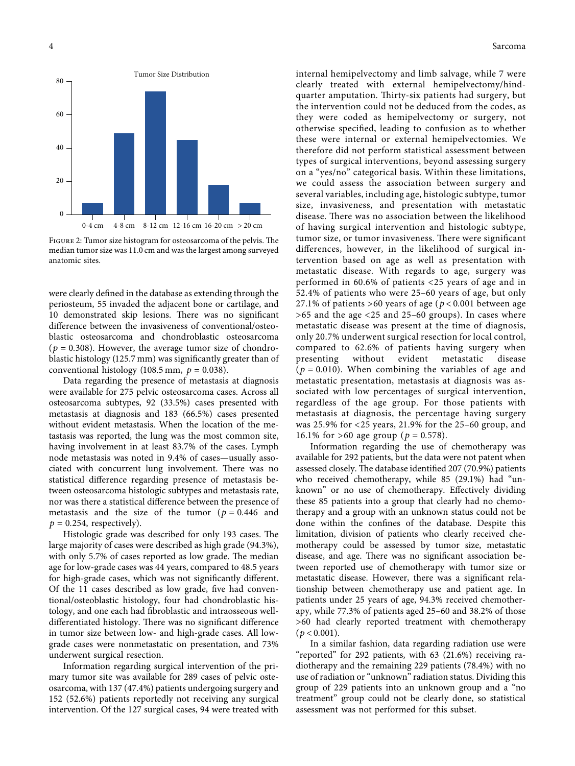Figure 2: Tumor size histogram for osteosarcoma of the pelvis. The median tumor size was 11.0 cm and was the largest among surveyed anatomic sites.

were clearly defined in the database as extending through the periosteum, 55 invaded the adjacent bone or cartilage, and 10 demonstrated skip lesions. There was no significant difference between the invasiveness of conventional/osteoblastic osteosarcoma and chondroblastic osteosarcoma ($p = 0.308$). However, the average tumor size of chondroblastic histology (125.7 mm) was significantly greater than of conventional histology (108.5 mm, $p = 0.038$).

Data regarding the presence of metastasis at diagnosis were available for 275 pelvic osteosarcoma cases. Across all osteosarcoma subtypes, 92 (33.5%) cases presented with metastasis at diagnosis and 183 (66.5%) cases presented without evident metastasis. When the location of the metastasis was reported, the lung was the most common site, having involvement in at least 83.7% of the cases. Lymph node metastasis was noted in 9.4% of cases—usually associated with concurrent lung involvement. There was no statistical difference regarding presence of metastasis between osteosarcoma histologic subtypes and metastasis rate, nor was there a statistical difference between the presence of metastasis and the size of the tumor ($p = 0.446$ and $p = 0.254$, respectively).

Histologic grade was described for only 193 cases. The large majority of cases were described as high grade (94.3%), with only 5.7% of cases reported as low grade. The median age for low-grade cases was 44 years, compared to 48.5 years for high-grade cases, which was not significantly different. Of the 11 cases described as low grade, five had conventional/osteoblastic histology, four had chondroblastic histology, and one each had fibroblastic and intraosseous well-differentiated histology. There was no significant difference in tumor size between low- and high-grade cases. All low-grade cases were nonmetastatic on presentation, and 73% underwent surgical resection.

Information regarding surgical intervention of the primary tumor site was available for 289 cases of pelvic osteosarcoma, with 137 (47.4%) patients undergoing surgery and 152 (52.6%) patients reportedly not receiving any surgical intervention. Of the 127 surgical cases, 94 were treated with internal hemipelvectomy and limb salvage, while 7 were clearly treated with external hemipelvectomy/hindquarter amputation. Thirty-six patients had surgery, but the intervention could not be deduced from the codes, as they were coded as hemipelvectomy or surgery, not otherwise specified, leading to confusion as to whether these were internal or external hemipelvectomies. We therefore did not perform statistical assessment between types of surgical interventions, beyond assessing surgery on a "yes/no" categorical basis. Within these limitations, we could assess the association between surgery and several variables, including age, histologic subtype, tumor size, invasiveness, and presentation with metastatic disease. There was no association between the likelihood of having surgical intervention and histologic subtype, tumor size, or tumor invasiveness. There were significant differences, however, in the likelihood of surgical intervention based on age as well as presentation with metastatic disease. With regards to age, surgery was performed in 60.6% of patients <25 years of age and in 52.4% of patients who were 25–60 years of age, but only 27.1% of patients >60 years of age ($p < 0.001$ between age >65 and the age <25 and 25–60 groups). In cases where metastatic disease was present at the time of diagnosis, only 20.7% underwent surgical resection for local control, compared to 62.6% of patients having surgery when presenting without evident metastatic disease ($p = 0.010$). When combining the variables of age and metastatic presentation, metastasis at diagnosis was associated with low percentages of surgical intervention, regardless of the age group. For those patients with metastasis at diagnosis, the percentage having surgery was 25.9% for <25 years, 21.9% for the 25–60 group, and 16.1% for >60 age group ($p = 0.578$).

Information regarding the use of chemotherapy was available for 292 patients, but the data were not patent when assessed closely. The database identified 207 (70.9%) patients who received chemotherapy, while 85 (29.1%) had "unknown" or no use of chemotherapy. Effectively dividing these 85 patients into a group that clearly had no chemotherapy and a group with an unknown status could not be done within the confines of the database. Despite this limitation, division of patients who clearly received chemotherapy could be assessed by tumor size, metastatic disease, and age. There was no significant association between reported use of chemotherapy with tumor size or metastatic disease. However, there was a significant relationship between chemotherapy use and patient age. In patients under 25 years of age, 94.3% received chemotherapy, while 77.3% of patients aged 25–60 and 38.2% of those >60 had clearly reported treatment with chemotherapy ($p < 0.001$).

In a similar fashion, data regarding radiation use were "reported" for 292 patients, with 63 (21.6%) receiving radiotherapy and the remaining 229 patients (78.4%) with no use of radiation or "unknown" radiation status. Dividing this group of 229 patients into an unknown group and a "no treatment" group could not be clearly done, so statistical assessment was not performed for this subset.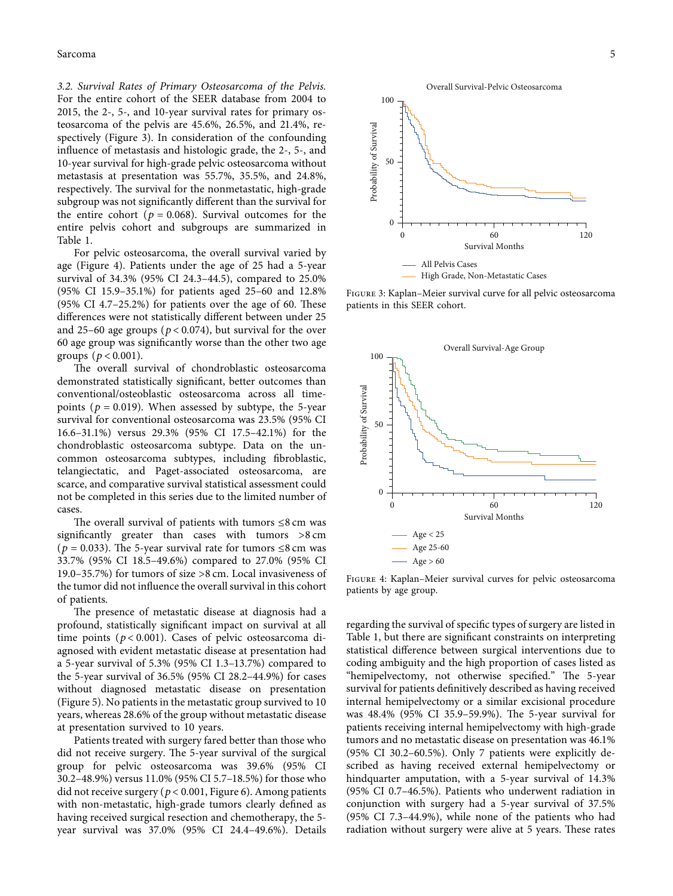*3.2. Survival Rates of Primary Osteosarcoma of the Pelvis.* For the entire cohort of the SEER database from 2004 to 2015, the 2-, 5-, and 10-year survival rates for primary osteosarcoma of the pelvis are 45.6%, 26.5%, and 21.4%, respectively (Figure 3). In consideration of the confounding influence of metastasis and histologic grade, the 2-, 5-, and 10-year survival for high-grade pelvic osteosarcoma without metastasis at presentation was 55.7%, 35.5%, and 24.8%, respectively. The survival for the nonmetastatic, high-grade subgroup was not significantly different than the survival for the entire cohort ($p = 0.068$). Survival outcomes for the entire pelvis cohort and subgroups are summarized in Table 1.

For pelvic osteosarcoma, the overall survival varied by age (Figure 4). Patients under the age of 25 had a 5-year survival of 34.3% (95% CI 24.3–44.5), compared to 25.0% (95% CI 15.9–35.1%) for patients aged 25–60 and 12.8% (95% CI 4.7–25.2%) for patients over the age of 60. These differences were not statistically different between under 25 and 25–60 age groups ($p < 0.074$), but survival for the over 60 age group was significantly worse than the other two age groups ($p < 0.001$).

The overall survival of chondroblastic osteosarcoma demonstrated statistically significant, better outcomes than conventional/osteoblastic osteosarcoma across all timepoints ($p = 0.019$). When assessed by subtype, the 5-year survival for conventional osteosarcoma was 23.5% (95% CI 16.6–31.1%) versus 29.3% (95% CI 17.5–42.1%) for the chondroblastic osteosarcoma subtype. Data on the uncommon osteosarcoma subtypes, including fibroblastic, telangiectatic, and Paget-associated osteosarcoma, are scarce, and comparative survival statistical assessment could not be completed in this series due to the limited number of cases.

The overall survival of patients with tumors ≤8 cm was significantly greater than cases with tumors >8 cm ($p = 0.033$). The 5-year survival rate for tumors ≤8 cm was 33.7% (95% CI 18.5–49.6%) compared to 27.0% (95% CI 19.0–35.7%) for tumors of size >8 cm. Local invasiveness of the tumor did not influence the overall survival in this cohort of patients.

The presence of metastatic disease at diagnosis had a profound, statistically significant impact on survival at all time points ($p < 0.001$). Cases of pelvic osteosarcoma diagnosed with evident metastatic disease at presentation had a 5-year survival of 5.3% (95% CI 1.3–13.7%) compared to the 5-year survival of 36.5% (95% CI 28.2–44.9%) for cases without diagnosed metastatic disease on presentation (Figure 5). No patients in the metastatic group survived to 10 years, whereas 28.6% of the group without metastatic disease at presentation survived to 10 years.

Patients treated with surgery fared better than those who did not receive surgery. The 5-year survival of the surgical group for pelvic osteosarcoma was 39.6% (95% CI 30.2–48.9%) versus 11.0% (95% CI 5.7–18.5%) for those who did not receive surgery ($p < 0.001$, Figure 6). Among patients with non-metastatic, high-grade tumors clearly defined as having received surgical resection and chemotherapy, the 5-year survival was 37.0% (95% CI 24.4–49.6%). Details regarding the survival of specific types of surgery are listed in Table 1, but there are significant constraints on interpreting statistical difference between surgical interventions due to coding ambiguity and the high proportion of cases listed as "hemipelvectomy, not otherwise specified." The 5-year survival for patients definitively described as having received internal hemipelvectomy or a similar excisional procedure was 48.4% (95% CI 35.9–59.9%). The 5-year survival for patients receiving internal hemipelvectomy with high-grade tumors and no metastatic disease on presentation was 46.1% (95% CI 30.2–60.5%). Only 7 patients were explicitly described as having received external hemipelvectomy or hindquarter amputation, with a 5-year survival of 14.3% (95% CI 0.7–46.5%). Patients who underwent radiation in conjunction with surgery had a 5-year survival of 37.5% (95% CI 7.3–44.9%), while none of the patients who had radiation without surgery were alive at 5 years. These rates

Figure 3: Kaplan–Meier survival curve for all pelvic osteosarcoma patients in this SEER cohort.

Figure 4: Kaplan–Meier survival curves for pelvic osteosarcoma patients by age group.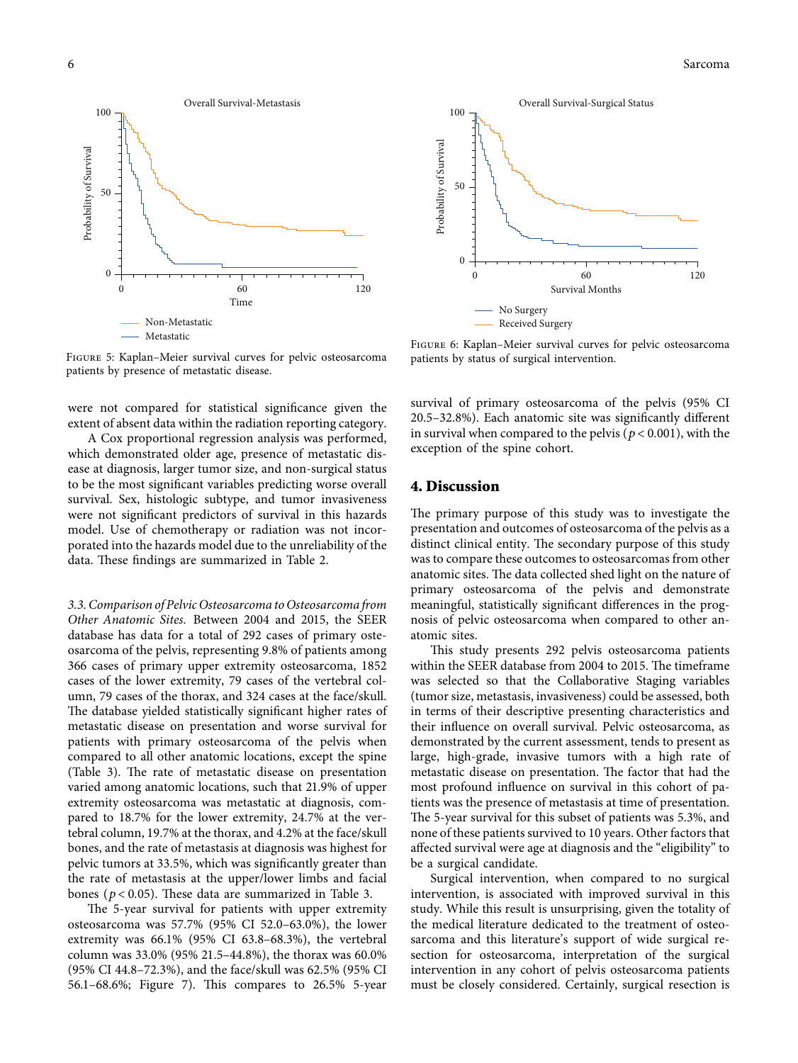Figure 5: Kaplan–Meier survival curves for pelvic osteosarcoma patients by presence of metastatic disease.

Figure 6: Kaplan–Meier survival curves for pelvic osteosarcoma patients by status of surgical intervention.

were not compared for statistical significance given the extent of absent data within the radiation reporting category.

A Cox proportional regression analysis was performed, which demonstrated older age, presence of metastatic disease at diagnosis, larger tumor size, and non-surgical status to be the most significant variables predicting worse overall survival. Sex, histologic subtype, and tumor invasiveness were not significant predictors of survival in this hazards model. Use of chemotherapy or radiation was not incorporated into the hazards model due to the unreliability of the data. These findings are summarized in Table 2.

*3.3. Comparison of Pelvic Osteosarcoma to Osteosarcoma from Other Anatomic Sites.* Between 2004 and 2015, the SEER database has data for a total of 292 cases of primary osteosarcoma of the pelvis, representing 9.8% of patients among 366 cases of primary upper extremity osteosarcoma, 1852 cases of the lower extremity, 79 cases of the vertebral column, 79 cases of the thorax, and 324 cases at the face/skull. The database yielded statistically significant higher rates of metastatic disease on presentation and worse survival for patients with primary osteosarcoma of the pelvis when compared to all other anatomic locations, except the spine (Table 3). The rate of metastatic disease on presentation varied among anatomic locations, such that 21.9% of upper extremity osteosarcoma was metastatic at diagnosis, compared to 18.7% for the lower extremity, 24.7% at the vertebral column, 19.7% at the thorax, and 4.2% at the face/skull bones, and the rate of metastasis at diagnosis was highest for pelvic tumors at 33.5%, which was significantly greater than the rate of metastasis at the upper/lower limbs and facial bones ($p < 0.05$). These data are summarized in Table 3.

The 5-year survival for patients with upper extremity osteosarcoma was 57.7% (95% CI 52.0–63.0%), the lower extremity was 66.1% (95% CI 63.8–68.3%), the vertebral column was 33.0% (95% 21.5–44.8%), the thorax was 60.0% (95% CI 44.8–72.3%), and the face/skull was 62.5% (95% CI 56.1–68.6%; Figure 7). This compares to 26.5% 5-year survival of primary osteosarcoma of the pelvis (95% CI 20.5–32.8%). Each anatomic site was significantly different in survival when compared to the pelvis ($p < 0.001$), with the exception of the spine cohort.

## 4. Discussion

The primary purpose of this study was to investigate the presentation and outcomes of osteosarcoma of the pelvis as a distinct clinical entity. The secondary purpose of this study was to compare these outcomes to osteosarcomas from other anatomic sites. The data collected shed light on the nature of primary osteosarcoma of the pelvis and demonstrate meaningful, statistically significant differences in the prognosis of pelvic osteosarcoma when compared to other anatomic sites.

This study presents 292 pelvis osteosarcoma patients within the SEER database from 2004 to 2015. The timeframe was selected so that the Collaborative Staging variables (tumor size, metastasis, invasiveness) could be assessed, both in terms of their descriptive presenting characteristics and their influence on overall survival. Pelvic osteosarcoma, as demonstrated by the current assessment, tends to present as large, high-grade, invasive tumors with a high rate of metastatic disease on presentation. The factor that had the most profound influence on survival in this cohort of patients was the presence of metastasis at time of presentation. The 5-year survival for this subset of patients was 5.3%, and none of these patients survived to 10 years. Other factors that affected survival were age at diagnosis and the "eligibility" to be a surgical candidate.

Surgical intervention, when compared to no surgical intervention, is associated with improved survival in this study. While this result is unsurprising, given the totality of the medical literature dedicated to the treatment of osteosarcoma and this literature's support of wide surgical resection for osteosarcoma, interpretation of the surgical intervention in any cohort of pelvis osteosarcoma patients must be closely considered. Certainly, surgical resection is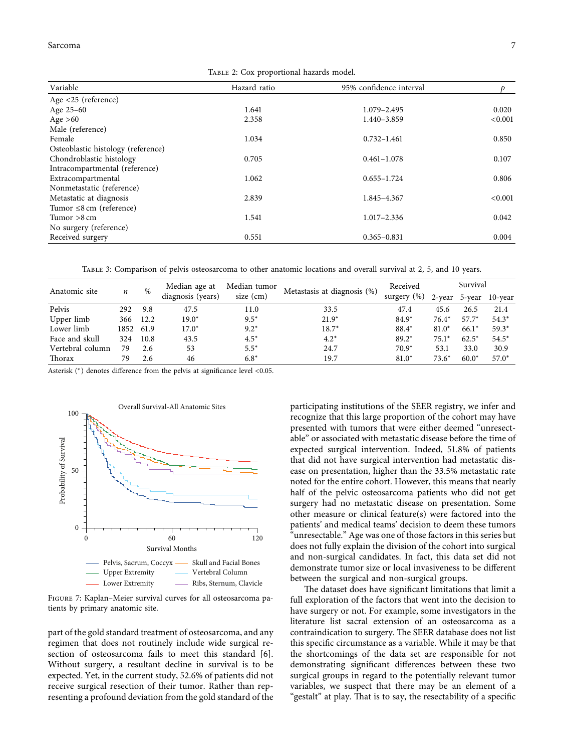Table 2: Cox proportional hazards model.

| Variable | Hazard ratio | 95% confidence interval | $p$ |
|---|---|---|---|
| Age <25 (reference) | | | |
| Age 25–60 | 1.641 | 1.079–2.495 | 0.020 |
| Age >60 | 2.358 | 1.440–3.859 | <0.001 |
| Male (reference) | | | |
| Female | 1.034 | 0.732–1.461 | 0.850 |
| Osteoblastic histology (reference) | | | |
| Chondroblastic histology | 0.705 | 0.461–1.078 | 0.107 |
| Intracompartmental (reference) | | | |
| Extracompartmental | 1.062 | 0.655–1.724 | 0.806 |
| Nonmetastatic (reference) | | | |
| Metastatic at diagnosis | 2.839 | 1.845–4.367 | <0.001 |
| Tumor ≤8 cm (reference) | | | |
| Tumor >8 cm | 1.541 | 1.017–2.336 | 0.042 |
| No surgery (reference) | | | |
| Received surgery | 0.551 | 0.365–0.831 | 0.004 |

Table 3: Comparison of pelvis osteosarcoma to other anatomic locations and overall survival at 2, 5, and 10 years.

| Anatomic site | $n$ | % | Median age at diagnosis (years) | Median tumor size (cm) | Metastasis at diagnosis (%) | Received surgery (%) | Survival | | |
|---|---|---|---|---|---|---|---|---|---|
| | | | | | | | 2-year | 5-year | 10-year |
| Pelvis | 292 | 9.8 | 47.5 | 11.0 | 33.5 | 47.4 | 45.6 | 26.5 | 21.4 |
| Upper limb | 366 | 12.2 | 19.0* | 9.5* | 21.9* | 84.9* | 76.4* | 57.7* | 54.3* |
| Lower limb | 1852 | 61.9 | 17.0* | 9.2* | 18.7* | 88.4* | 81.0* | 66.1* | 59.3* |
| Face and skull | 324 | 10.8 | 43.5 | 4.5* | 4.2* | 89.2* | 75.1* | 62.5* | 54.5* |
| Vertebral column | 79 | 2.6 | 53 | 5.5* | 24.7 | 70.9* | 53.1 | 33.0 | 30.9 |
| Thorax | 79 | 2.6 | 46 | 6.8* | 19.7 | 81.0* | 73.6* | 60.0* | 57.0* |

Asterisk (*) denotes difference from the pelvis at significance level <0.05.

Figure 7: Kaplan–Meier survival curves for all osteosarcoma patients by primary anatomic site.

part of the gold standard treatment of osteosarcoma, and any regimen that does not routinely include wide surgical resection of osteosarcoma fails to meet this standard [6]. Without surgery, a resultant decline in survival is to be expected. Yet, in the current study, 52.6% of patients did not receive surgical resection of their tumor. Rather than representing a profound deviation from the gold standard of the participating institutions of the SEER registry, we infer and recognize that this large proportion of the cohort may have presented with tumors that were either deemed "unresectable" or associated with metastatic disease before the time of expected surgical intervention. Indeed, 51.8% of patients that did not have surgical intervention had metastatic disease on presentation, higher than the 33.5% metastatic rate noted for the entire cohort. However, this means that nearly half of the pelvic osteosarcoma patients who did not get surgery had no metastatic disease on presentation. Some other measure or clinical feature(s) were factored into the patients' and medical teams' decision to deem these tumors "unresectable." Age was one of those factors in this series but does not fully explain the division of the cohort into surgical and non-surgical candidates. In fact, this data set did not demonstrate tumor size or local invasiveness to be different between the surgical and non-surgical groups.

The dataset does have significant limitations that limit a full exploration of the factors that went into the decision to have surgery or not. For example, some investigators in the literature list sacral extension of an osteosarcoma as a contraindication to surgery. The SEER database does not list this specific circumstance as a variable. While it may be that the shortcomings of the data set are responsible for not demonstrating significant differences between these two surgical groups in regard to the potentially relevant tumor variables, we suspect that there may be an element of a "gestalt" at play. That is to say, the resectability of a specific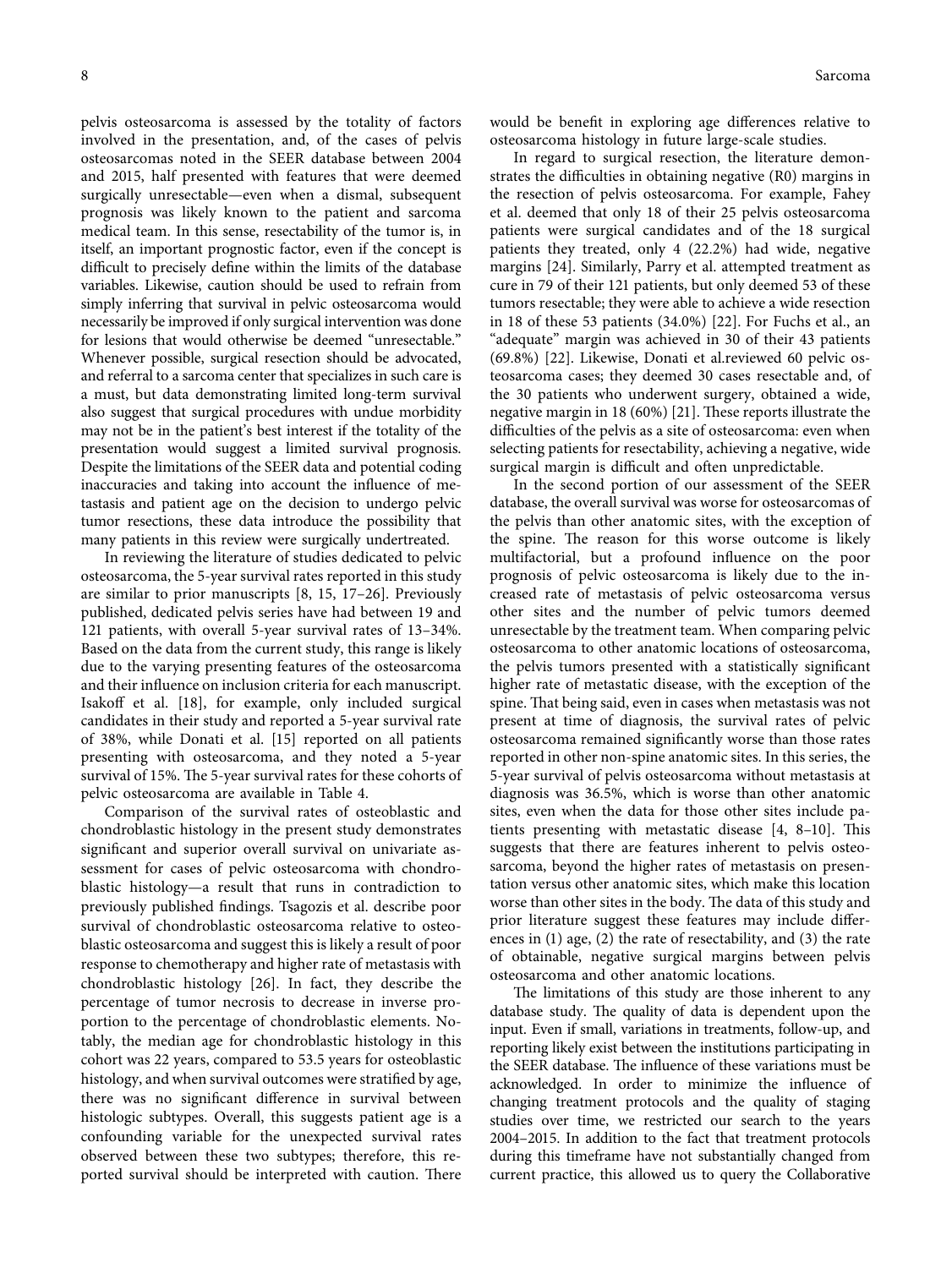pelvis osteosarcoma is assessed by the totality of factors involved in the presentation, and, of the cases of pelvis osteosarcomas noted in the SEER database between 2004 and 2015, half presented with features that were deemed surgically unresectable—even when a dismal, subsequent prognosis was likely known to the patient and sarcoma medical team. In this sense, resectability of the tumor is, in itself, an important prognostic factor, even if the concept is difficult to precisely define within the limits of the database variables. Likewise, caution should be used to refrain from simply inferring that survival in pelvic osteosarcoma would necessarily be improved if only surgical intervention was done for lesions that would otherwise be deemed "unresectable." Whenever possible, surgical resection should be advocated, and referral to a sarcoma center that specializes in such care is a must, but data demonstrating limited long-term survival also suggest that surgical procedures with undue morbidity may not be in the patient's best interest if the totality of the presentation would suggest a limited survival prognosis. Despite the limitations of the SEER data and potential coding inaccuracies and taking into account the influence of metastasis and patient age on the decision to undergo pelvic tumor resections, these data introduce the possibility that many patients in this review were surgically undertreated.

In reviewing the literature of studies dedicated to pelvic osteosarcoma, the 5-year survival rates reported in this study are similar to prior manuscripts [8, 15, 17–26]. Previously published, dedicated pelvis series have had between 19 and 121 patients, with overall 5-year survival rates of 13–34%. Based on the data from the current study, this range is likely due to the varying presenting features of the osteosarcoma and their influence on inclusion criteria for each manuscript. Isakoff et al. [18], for example, only included surgical candidates in their study and reported a 5-year survival rate of 38%, while Donati et al. [15] reported on all patients presenting with osteosarcoma, and they noted a 5-year survival of 15%. The 5-year survival rates for these cohorts of pelvic osteosarcoma are available in Table 4.

Comparison of the survival rates of osteoblastic and chondroblastic histology in the present study demonstrates significant and superior overall survival on univariate assessment for cases of pelvic osteosarcoma with chondroblastic histology—a result that runs in contradiction to previously published findings. Tsagozis et al. describe poor survival of chondroblastic osteosarcoma relative to osteoblastic osteosarcoma and suggest this is likely a result of poor response to chemotherapy and higher rate of metastasis with chondroblastic histology [26]. In fact, they describe the percentage of tumor necrosis to decrease in inverse proportion to the percentage of chondroblastic elements. Notably, the median age for chondroblastic histology in this cohort was 22 years, compared to 53.5 years for osteoblastic histology, and when survival outcomes were stratified by age, there was no significant difference in survival between histologic subtypes. Overall, this suggests patient age is a confounding variable for the unexpected survival rates observed between these two subtypes; therefore, this reported survival should be interpreted with caution. There would be benefit in exploring age differences relative to osteosarcoma histology in future large-scale studies.

In regard to surgical resection, the literature demonstrates the difficulties in obtaining negative (R0) margins in the resection of pelvis osteosarcoma. For example, Fahey et al. deemed that only 18 of their 25 pelvis osteosarcoma patients were surgical candidates and of the 18 surgical patients they treated, only 4 (22.2%) had wide, negative margins [24]. Similarly, Parry et al. attempted treatment as cure in 79 of their 121 patients, but only deemed 53 of these tumors resectable; they were able to achieve a wide resection in 18 of these 53 patients (34.0%) [22]. For Fuchs et al., an "adequate" margin was achieved in 30 of their 43 patients (69.8%) [22]. Likewise, Donati et al.reviewed 60 pelvic osteosarcoma cases; they deemed 30 cases resectable and, of the 30 patients who underwent surgery, obtained a wide, negative margin in 18 (60%) [21]. These reports illustrate the difficulties of the pelvis as a site of osteosarcoma: even when selecting patients for resectability, achieving a negative, wide surgical margin is difficult and often unpredictable.

In the second portion of our assessment of the SEER database, the overall survival was worse for osteosarcomas of the pelvis than other anatomic sites, with the exception of the spine. The reason for this worse outcome is likely multifactorial, but a profound influence on the poor prognosis of pelvic osteosarcoma is likely due to the increased rate of metastasis of pelvic osteosarcoma versus other sites and the number of pelvic tumors deemed unresectable by the treatment team. When comparing pelvic osteosarcoma to other anatomic locations of osteosarcoma, the pelvis tumors presented with a statistically significant higher rate of metastatic disease, with the exception of the spine. That being said, even in cases when metastasis was not present at time of diagnosis, the survival rates of pelvic osteosarcoma remained significantly worse than those rates reported in other non-spine anatomic sites. In this series, the 5-year survival of pelvis osteosarcoma without metastasis at diagnosis was 36.5%, which is worse than other anatomic sites, even when the data for those other sites include patients presenting with metastatic disease [4, 8–10]. This suggests that there are features inherent to pelvis osteosarcoma, beyond the higher rates of metastasis on presentation versus other anatomic sites, which make this location worse than other sites in the body. The data of this study and prior literature suggest these features may include differences in (1) age, (2) the rate of resectability, and (3) the rate of obtainable, negative surgical margins between pelvis osteosarcoma and other anatomic locations.

The limitations of this study are those inherent to any database study. The quality of data is dependent upon the input. Even if small, variations in treatments, follow-up, and reporting likely exist between the institutions participating in the SEER database. The influence of these variations must be acknowledged. In order to minimize the influence of changing treatment protocols and the quality of staging studies over time, we restricted our search to the years 2004–2015. In addition to the fact that treatment protocols during this timeframe have not substantially changed from current practice, this allowed us to query the Collaborative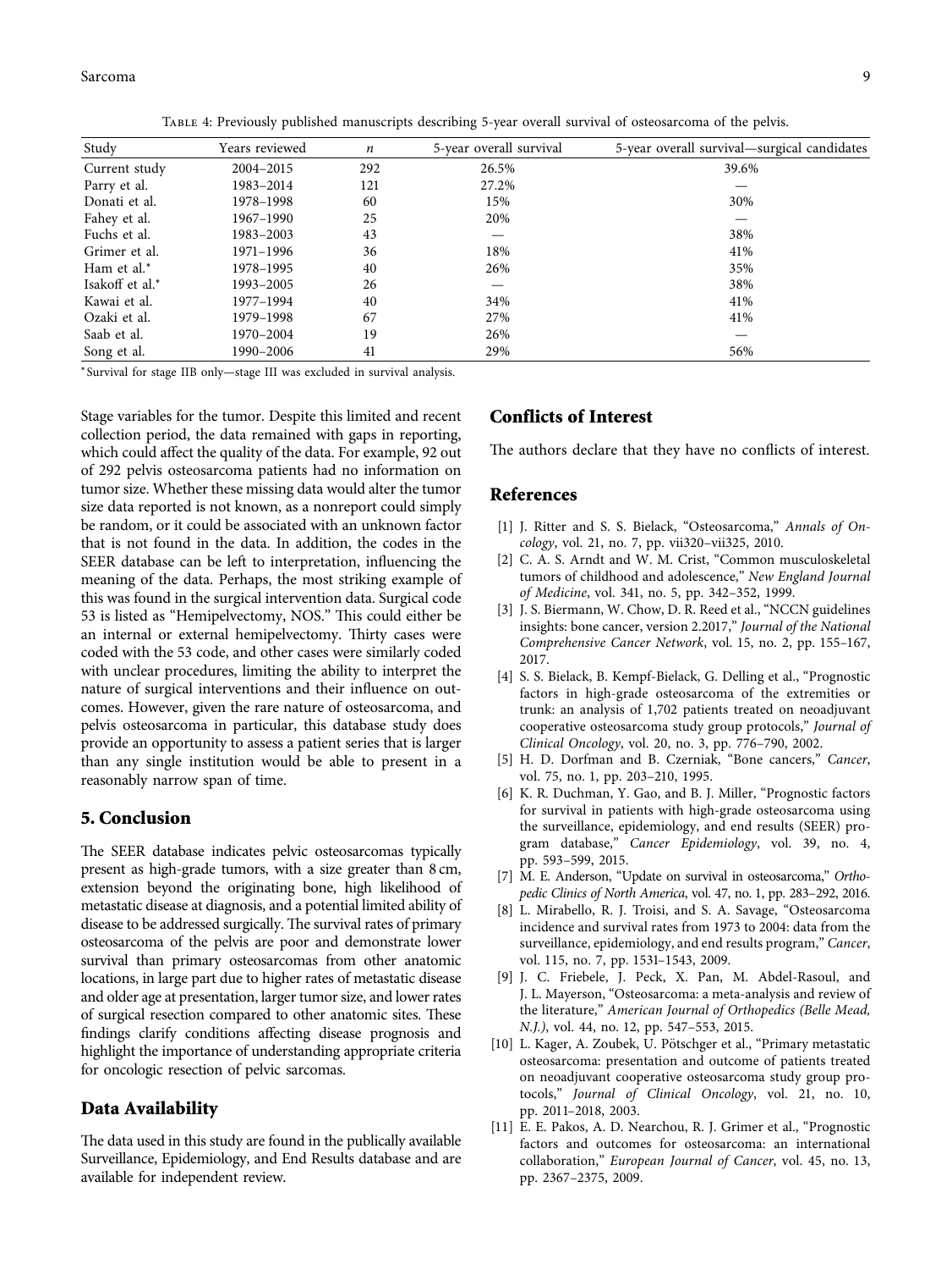Table 4: Previously published manuscripts describing 5-year overall survival of osteosarcoma of the pelvis.

| Study | Years reviewed | n | 5-year overall survival | 5-year overall survival—surgical candidates |
|---|---|---|---|---|
| Current study | 2004–2015 | 292 | 26.5% | 39.6% |
| Parry et al. | 1983–2014 | 121 | 27.2% | — |
| Donati et al. | 1978–1998 | 60 | 15% | 30% |
| Fahey et al. | 1967–1990 | 25 | 20% | — |
| Fuchs et al. | 1983–2003 | 43 | — | 38% |
| Grimer et al. | 1971–1996 | 36 | 18% | 41% |
| Ham et al.* | 1978–1995 | 40 | 26% | 35% |
| Isakoff et al.* | 1993–2005 | 26 | — | 38% |
| Kawai et al. | 1977–1994 | 40 | 34% | 41% |
| Ozaki et al. | 1979–1998 | 67 | 27% | 41% |
| Saab et al. | 1970–2004 | 19 | 26% | — |
| Song et al. | 1990–2006 | 41 | 29% | 56% |

*Survival for stage IIB only—stage III was excluded in survival analysis.

Stage variables for the tumor. Despite this limited and recent collection period, the data remained with gaps in reporting, which could affect the quality of the data. For example, 92 out of 292 pelvis osteosarcoma patients had no information on tumor size. Whether these missing data would alter the tumor size data reported is not known, as a nonreport could simply be random, or it could be associated with an unknown factor that is not found in the data. In addition, the codes in the SEER database can be left to interpretation, influencing the meaning of the data. Perhaps, the most striking example of this was found in the surgical intervention data. Surgical code 53 is listed as "Hemipelvectomy, NOS." This could either be an internal or external hemipelvectomy. Thirty cases were coded with the 53 code, and other cases were similarly coded with unclear procedures, limiting the ability to interpret the nature of surgical interventions and their influence on outcomes. However, given the rare nature of osteosarcoma, and pelvis osteosarcoma in particular, this database study does provide an opportunity to assess a patient series that is larger than any single institution would be able to present in a reasonably narrow span of time.

## 5. Conclusion

The SEER database indicates pelvic osteosarcomas typically present as high-grade tumors, with a size greater than 8 cm, extension beyond the originating bone, high likelihood of metastatic disease at diagnosis, and a potential limited ability of disease to be addressed surgically. The survival rates of primary osteosarcoma of the pelvis are poor and demonstrate lower survival than primary osteosarcomas from other anatomic locations, in large part due to higher rates of metastatic disease and older age at presentation, larger tumor size, and lower rates of surgical resection compared to other anatomic sites. These findings clarify conditions affecting disease prognosis and highlight the importance of understanding appropriate criteria for oncologic resection of pelvic sarcomas.

## Data Availability

The data used in this study are found in the publically available Surveillance, Epidemiology, and End Results database and are available for independent review.

## Conflicts of Interest

The authors declare that they have no conflicts of interest.

## References

[1] J. Ritter and S. S. Bielack, "Osteosarcoma," *Annals of Oncology*, vol. 21, no. 7, pp. vii320–vii325, 2010.

[2] C. A. S. Arndt and W. M. Crist, "Common musculoskeletal tumors of childhood and adolescence," *New England Journal of Medicine*, vol. 341, no. 5, pp. 342–352, 1999.

[3] J. S. Biermann, W. Chow, D. R. Reed et al., "NCCN guidelines insights: bone cancer, version 2.2017," *Journal of the National Comprehensive Cancer Network*, vol. 15, no. 2, pp. 155–167, 2017.

[4] S. S. Bielack, B. Kempf-Bielack, G. Delling et al., "Prognostic factors in high-grade osteosarcoma of the extremities or trunk: an analysis of 1,702 patients treated on neoadjuvant cooperative osteosarcoma study group protocols," *Journal of Clinical Oncology*, vol. 20, no. 3, pp. 776–790, 2002.

[5] H. D. Dorfman and B. Czerniak, "Bone cancers," *Cancer*, vol. 75, no. 1, pp. 203–210, 1995.

[6] K. R. Duchman, Y. Gao, and B. J. Miller, "Prognostic factors for survival in patients with high-grade osteosarcoma using the surveillance, epidemiology, and end results (SEER) program database," *Cancer Epidemiology*, vol. 39, no. 4, pp. 593–599, 2015.

[7] M. E. Anderson, "Update on survival in osteosarcoma," *Orthopedic Clinics of North America*, vol. 47, no. 1, pp. 283–292, 2016.

[8] L. Mirabello, R. J. Troisi, and S. A. Savage, "Osteosarcoma incidence and survival rates from 1973 to 2004: data from the surveillance, epidemiology, and end results program," *Cancer*, vol. 115, no. 7, pp. 1531–1543, 2009.

[9] J. C. Friebele, J. Peck, X. Pan, M. Abdel-Rasoul, and J. L. Mayerson, "Osteosarcoma: a meta-analysis and review of the literature," *American Journal of Orthopedics (Belle Mead, N.J.)*, vol. 44, no. 12, pp. 547–553, 2015.

[10] L. Kager, A. Zoubek, U. Pötschger et al., "Primary metastatic osteosarcoma: presentation and outcome of patients treated on neoadjuvant cooperative osteosarcoma study group protocols," *Journal of Clinical Oncology*, vol. 21, no. 10, pp. 2011–2018, 2003.

[11] E. E. Pakos, A. D. Nearchou, R. J. Grimer et al., "Prognostic factors and outcomes for osteosarcoma: an international collaboration," *European Journal of Cancer*, vol. 45, no. 13, pp. 2367–2375, 2009.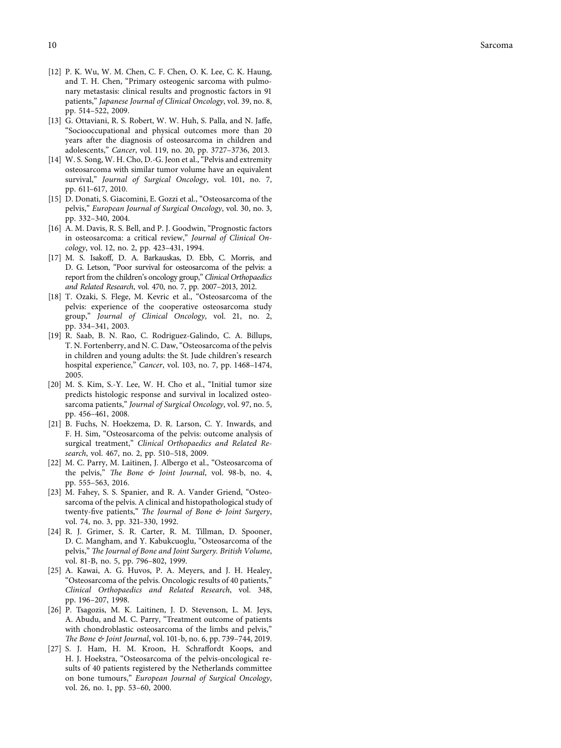[12] P. K. Wu, W. M. Chen, C. F. Chen, O. K. Lee, C. K. Haung, and T. H. Chen, "Primary osteogenic sarcoma with pulmonary metastasis: clinical results and prognostic factors in 91 patients," *Japanese Journal of Clinical Oncology*, vol. 39, no. 8, pp. 514–522, 2009.

[13] G. Ottaviani, R. S. Robert, W. W. Huh, S. Palla, and N. Jaffe, "Sociooccupational and physical outcomes more than 20 years after the diagnosis of osteosarcoma in children and adolescents," *Cancer*, vol. 119, no. 20, pp. 3727–3736, 2013.

[14] W. S. Song, W. H. Cho, D.-G. Jeon et al., "Pelvis and extremity osteosarcoma with similar tumor volume have an equivalent survival," *Journal of Surgical Oncology*, vol. 101, no. 7, pp. 611–617, 2010.

[15] D. Donati, S. Giacomini, E. Gozzi et al., "Osteosarcoma of the pelvis," *European Journal of Surgical Oncology*, vol. 30, no. 3, pp. 332–340, 2004.

[16] A. M. Davis, R. S. Bell, and P. J. Goodwin, "Prognostic factors in osteosarcoma: a critical review," *Journal of Clinical Oncology*, vol. 12, no. 2, pp. 423–431, 1994.

[17] M. S. Isakoff, D. A. Barkauskas, D. Ebb, C. Morris, and D. G. Letson, "Poor survival for osteosarcoma of the pelvis: a report from the children's oncology group," *Clinical Orthopaedics and Related Research*, vol. 470, no. 7, pp. 2007–2013, 2012.

[18] T. Ozaki, S. Flege, M. Kevric et al., "Osteosarcoma of the pelvis: experience of the cooperative osteosarcoma study group," *Journal of Clinical Oncology*, vol. 21, no. 2, pp. 334–341, 2003.

[19] R. Saab, B. N. Rao, C. Rodriguez-Galindo, C. A. Billups, T. N. Fortenberry, and N. C. Daw, "Osteosarcoma of the pelvis in children and young adults: the St. Jude children's research hospital experience," *Cancer*, vol. 103, no. 7, pp. 1468–1474, 2005.

[20] M. S. Kim, S.-Y. Lee, W. H. Cho et al., "Initial tumor size predicts histologic response and survival in localized osteosarcoma patients," *Journal of Surgical Oncology*, vol. 97, no. 5, pp. 456–461, 2008.

[21] B. Fuchs, N. Hoekzema, D. R. Larson, C. Y. Inwards, and F. H. Sim, "Osteosarcoma of the pelvis: outcome analysis of surgical treatment," *Clinical Orthopaedics and Related Research*, vol. 467, no. 2, pp. 510–518, 2009.

[22] M. C. Parry, M. Laitinen, J. Albergo et al., "Osteosarcoma of the pelvis," *The Bone & Joint Journal*, vol. 98-b, no. 4, pp. 555–563, 2016.

[23] M. Fahey, S. S. Spanier, and R. A. Vander Griend, "Osteosarcoma of the pelvis. A clinical and histopathological study of twenty-five patients," *The Journal of Bone & Joint Surgery*, vol. 74, no. 3, pp. 321–330, 1992.

[24] R. J. Grimer, S. R. Carter, R. M. Tillman, D. Spooner, D. C. Mangham, and Y. Kabukcuoglu, "Osteosarcoma of the pelvis," *The Journal of Bone and Joint Surgery. British Volume*, vol. 81-B, no. 5, pp. 796–802, 1999.

[25] A. Kawai, A. G. Huvos, P. A. Meyers, and J. H. Healey, "Osteosarcoma of the pelvis. Oncologic results of 40 patients," *Clinical Orthopaedics and Related Research*, vol. 348, pp. 196–207, 1998.

[26] P. Tsagozis, M. K. Laitinen, J. D. Stevenson, L. M. Jeys, A. Abudu, and M. C. Parry, "Treatment outcome of patients with chondroblastic osteosarcoma of the limbs and pelvis," *The Bone & Joint Journal*, vol. 101-b, no. 6, pp. 739–744, 2019.

[27] S. J. Ham, H. M. Kroon, H. Schraffordt Koops, and H. J. Hoekstra, "Osteosarcoma of the pelvis-oncological results of 40 patients registered by the Netherlands committee on bone tumours," *European Journal of Surgical Oncology*, vol. 26, no. 1, pp. 53–60, 2000.